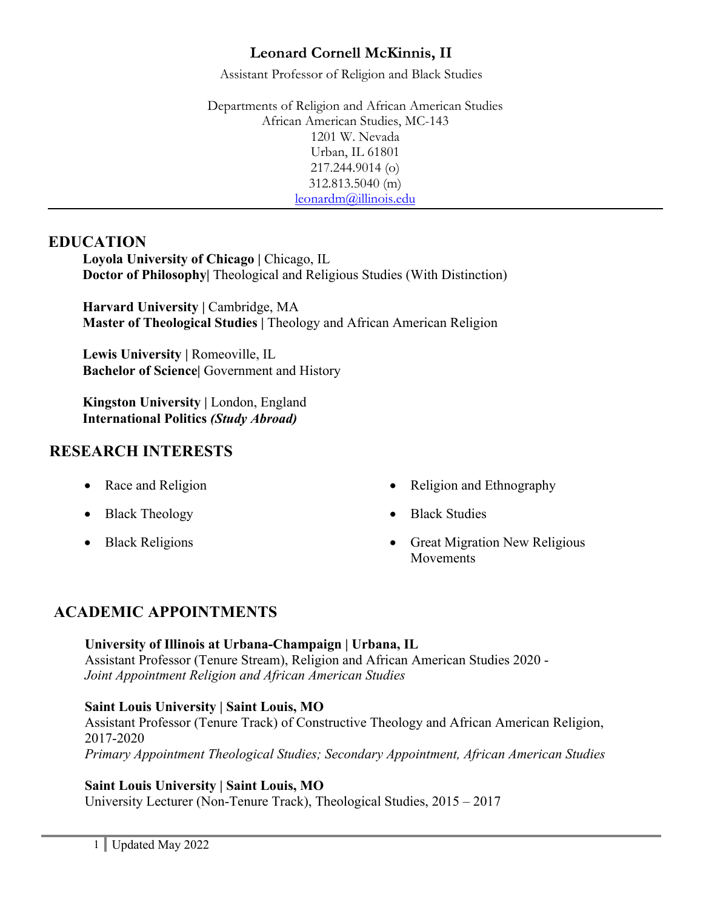# Leonard Cornell McKinnis, II

Assistant Professor of Religion and Black Studies

Departments of Religion and African American Studies
African American Studies, MC-143
1201 W. Nevada
Urban, IL 61801
217.244.9014 (o)
312.813.5040 (m)
leonardm@illinois.edu

---

## EDUCATION

**Loyola University of Chicago |** Chicago, IL
**Doctor of Philosophy|** Theological and Religious Studies (With Distinction)

**Harvard University |** Cambridge, MA
**Master of Theological Studies |** Theology and African American Religion

**Lewis University |** Romeoville, IL
**Bachelor of Science|** Government and History

**Kingston University |** London, England
**International Politics** ***(Study Abroad)***

## RESEARCH INTERESTS

- Race and Religion
- Black Theology
- Black Religions
- Religion and Ethnography
- Black Studies
- Great Migration New Religious Movements

## ACADEMIC APPOINTMENTS

**University of Illinois at Urbana-Champaign | Urbana, IL**
Assistant Professor (Tenure Stream), Religion and African American Studies 2020 -
*Joint Appointment Religion and African American Studies*

**Saint Louis University | Saint Louis, MO**
Assistant Professor (Tenure Track) of Constructive Theology and African American Religion, 2017-2020
*Primary Appointment Theological Studies; Secondary Appointment, African American Studies*

**Saint Louis University | Saint Louis, MO**
University Lecturer (Non-Tenure Track), Theological Studies, 2015 – 2017

Updated May 2022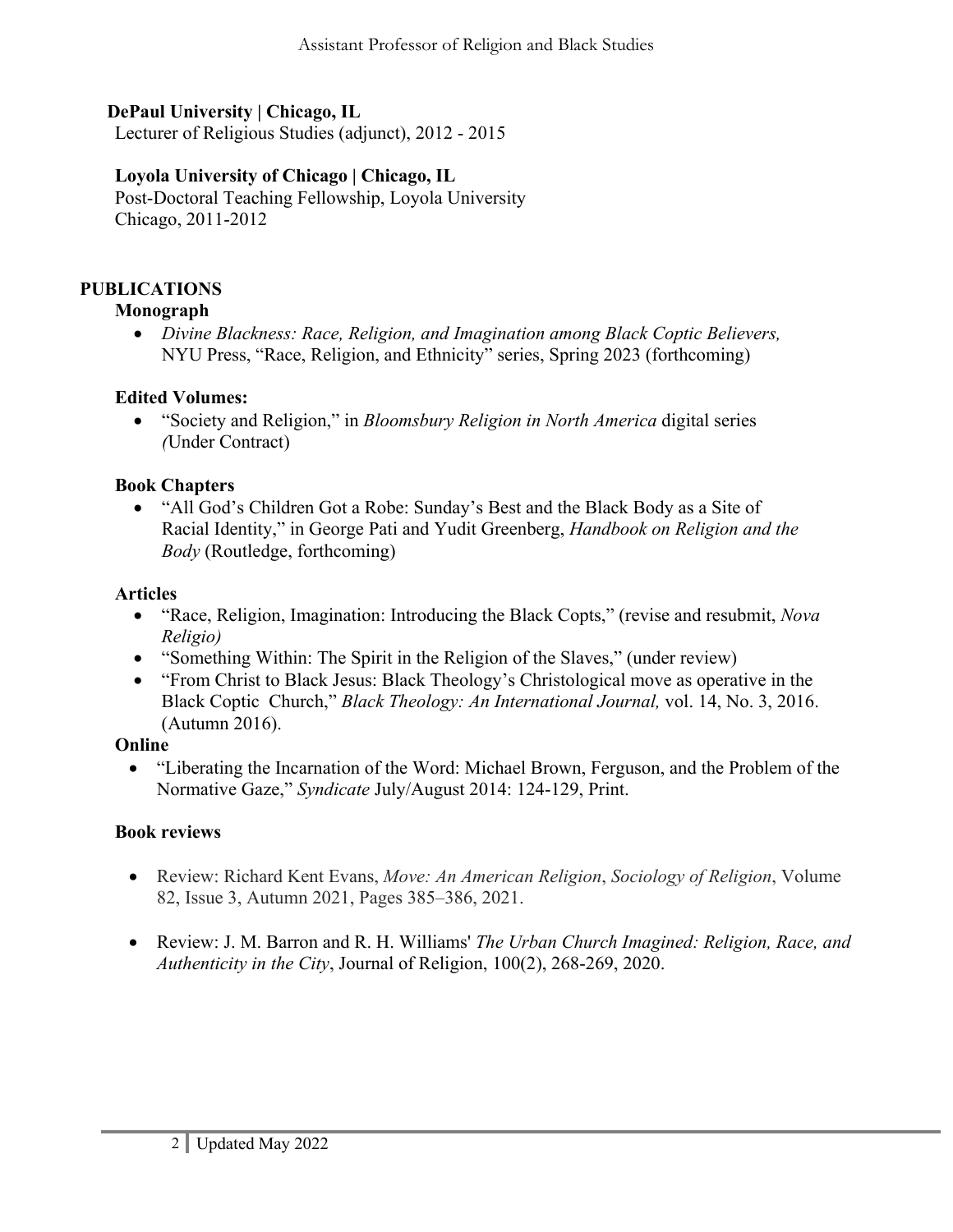**DePaul University | Chicago, IL**
Lecturer of Religious Studies (adjunct), 2012 - 2015

**Loyola University of Chicago | Chicago, IL**
Post-Doctoral Teaching Fellowship, Loyola University Chicago, 2011-2012

## PUBLICATIONS

### Monograph

- *Divine Blackness: Race, Religion, and Imagination among Black Coptic Believers,* NYU Press, "Race, Religion, and Ethnicity" series, Spring 2023 (forthcoming)

### Edited Volumes:

- "Society and Religion," in *Bloomsbury Religion in North America* digital series *(*Under Contract)

### Book Chapters

- "All God's Children Got a Robe: Sunday's Best and the Black Body as a Site of Racial Identity," in George Pati and Yudit Greenberg, *Handbook on Religion and the Body* (Routledge, forthcoming)

### Articles

- "Race, Religion, Imagination: Introducing the Black Copts," (revise and resubmit, *Nova Religio)*
- "Something Within: The Spirit in the Religion of the Slaves," (under review)
- "From Christ to Black Jesus: Black Theology's Christological move as operative in the Black Coptic Church," *Black Theology: An International Journal,* vol. 14, No. 3, 2016. (Autumn 2016).

### Online

- "Liberating the Incarnation of the Word: Michael Brown, Ferguson, and the Problem of the Normative Gaze," *Syndicate* July/August 2014: 124-129, Print.

### Book reviews

- Review: Richard Kent Evans, *Move: An American Religion*, *Sociology of Religion*, Volume 82, Issue 3, Autumn 2021, Pages 385–386, 2021.
- Review: J. M. Barron and R. H. Williams' *The Urban Church Imagined: Religion, Race, and Authenticity in the City*, Journal of Religion, 100(2), 268-269, 2020.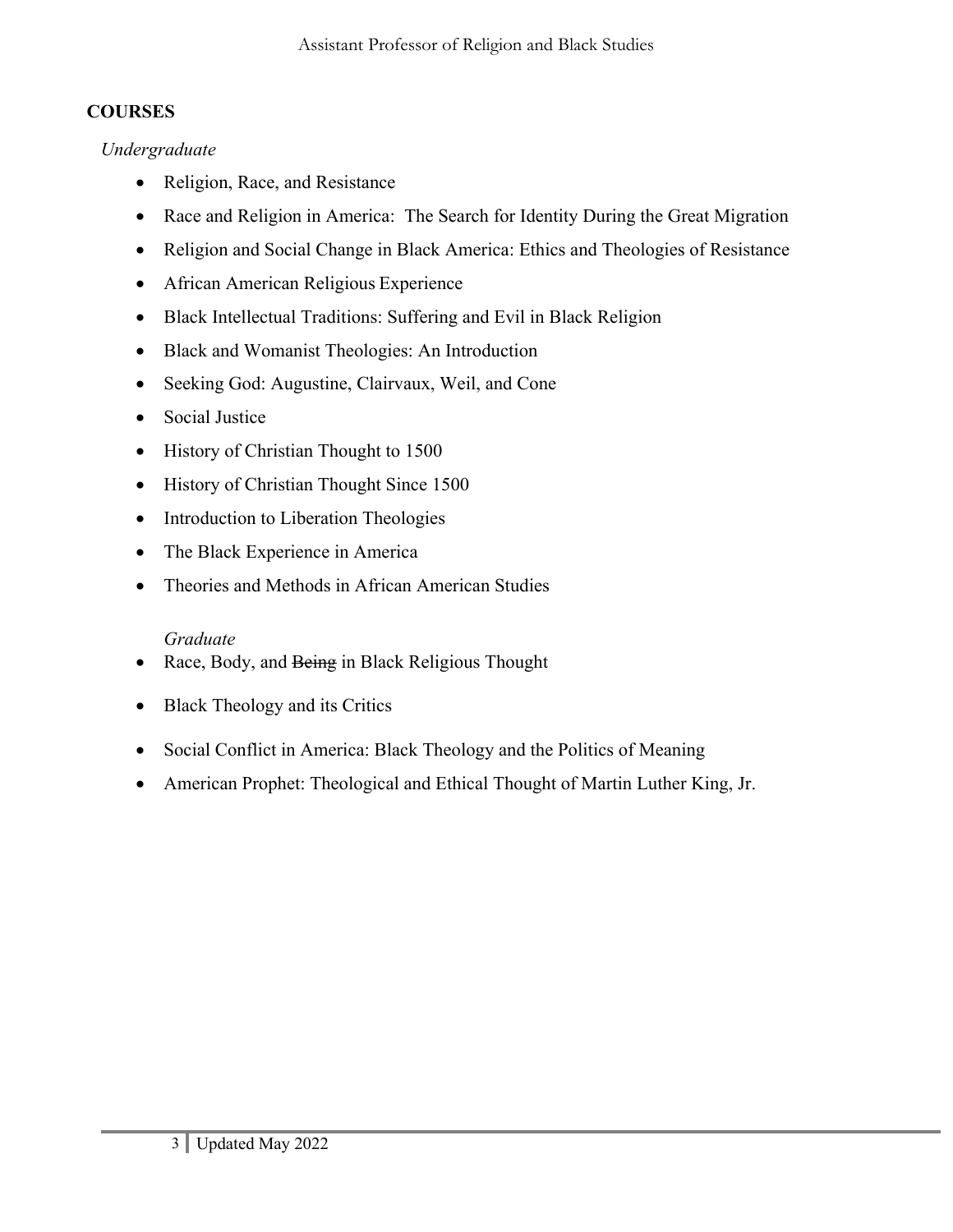## COURSES

*Undergraduate*

- Religion, Race, and Resistance
- Race and Religion in America: The Search for Identity During the Great Migration
- Religion and Social Change in Black America: Ethics and Theologies of Resistance
- African American Religious Experience
- Black Intellectual Traditions: Suffering and Evil in Black Religion
- Black and Womanist Theologies: An Introduction
- Seeking God: Augustine, Clairvaux, Weil, and Cone
- Social Justice
- History of Christian Thought to 1500
- History of Christian Thought Since 1500
- Introduction to Liberation Theologies
- The Black Experience in America
- Theories and Methods in African American Studies

*Graduate*

- Race, Body, and ~~Being~~ in Black Religious Thought
- Black Theology and its Critics
- Social Conflict in America: Black Theology and the Politics of Meaning
- American Prophet: Theological and Ethical Thought of Martin Luther King, Jr.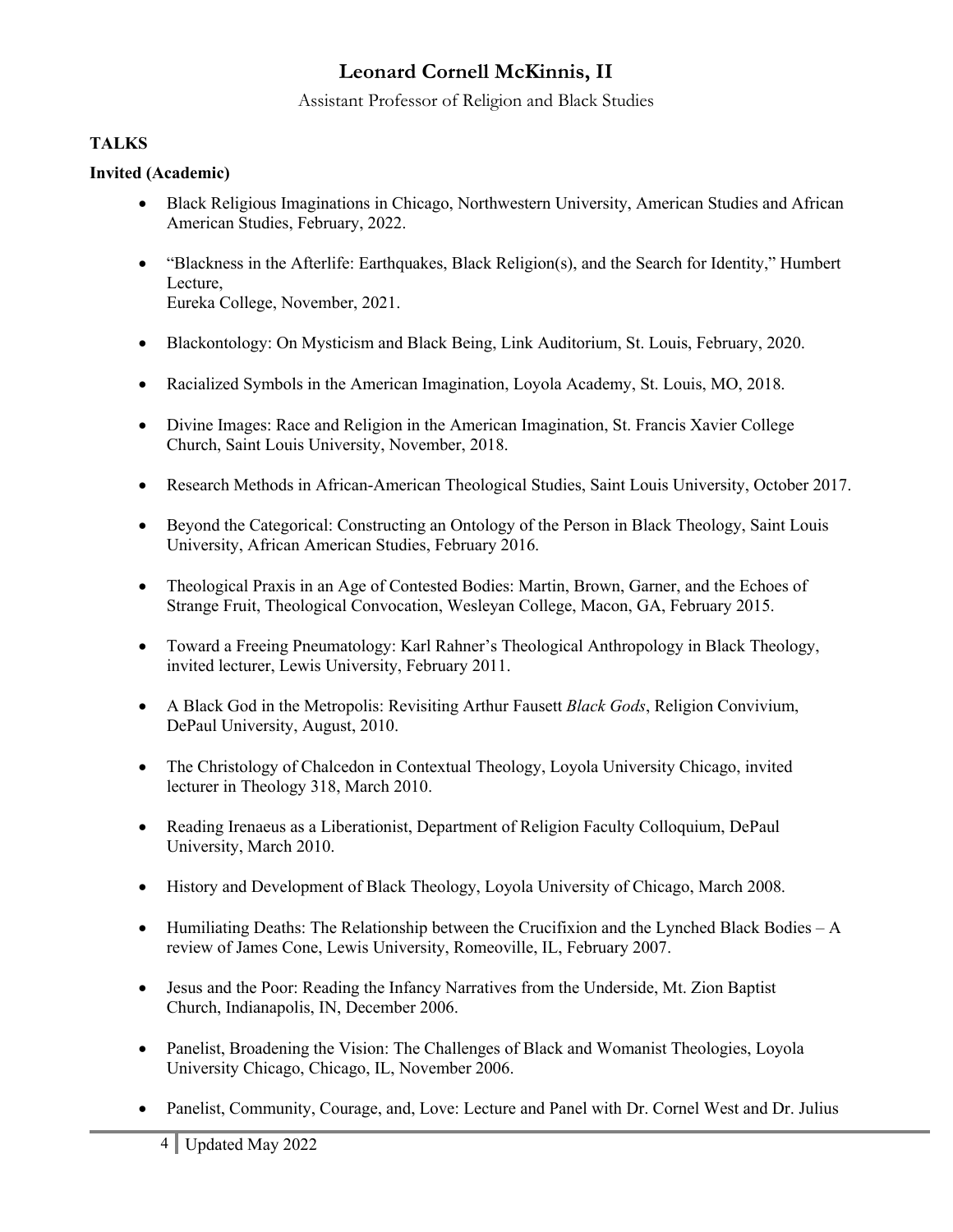# Leonard Cornell McKinnis, II

Assistant Professor of Religion and Black Studies

## TALKS

### Invited (Academic)

- Black Religious Imaginations in Chicago, Northwestern University, American Studies and African American Studies, February, 2022.
- "Blackness in the Afterlife: Earthquakes, Black Religion(s), and the Search for Identity," Humbert Lecture, Eureka College, November, 2021.
- Blackontology: On Mysticism and Black Being, Link Auditorium, St. Louis, February, 2020.
- Racialized Symbols in the American Imagination, Loyola Academy, St. Louis, MO, 2018.
- Divine Images: Race and Religion in the American Imagination, St. Francis Xavier College Church, Saint Louis University, November, 2018.
- Research Methods in African-American Theological Studies, Saint Louis University, October 2017.
- Beyond the Categorical: Constructing an Ontology of the Person in Black Theology, Saint Louis University, African American Studies, February 2016.
- Theological Praxis in an Age of Contested Bodies: Martin, Brown, Garner, and the Echoes of Strange Fruit, Theological Convocation, Wesleyan College, Macon, GA, February 2015.
- Toward a Freeing Pneumatology: Karl Rahner's Theological Anthropology in Black Theology, invited lecturer, Lewis University, February 2011.
- A Black God in the Metropolis: Revisiting Arthur Fausett *Black Gods*, Religion Convivium, DePaul University, August, 2010.
- The Christology of Chalcedon in Contextual Theology, Loyola University Chicago, invited lecturer in Theology 318, March 2010.
- Reading Irenaeus as a Liberationist, Department of Religion Faculty Colloquium, DePaul University, March 2010.
- History and Development of Black Theology, Loyola University of Chicago, March 2008.
- Humiliating Deaths: The Relationship between the Crucifixion and the Lynched Black Bodies – A review of James Cone, Lewis University, Romeoville, IL, February 2007.
- Jesus and the Poor: Reading the Infancy Narratives from the Underside, Mt. Zion Baptist Church, Indianapolis, IN, December 2006.
- Panelist, Broadening the Vision: The Challenges of Black and Womanist Theologies, Loyola University Chicago, Chicago, IL, November 2006.
- Panelist, Community, Courage, and, Love: Lecture and Panel with Dr. Cornel West and Dr. Julius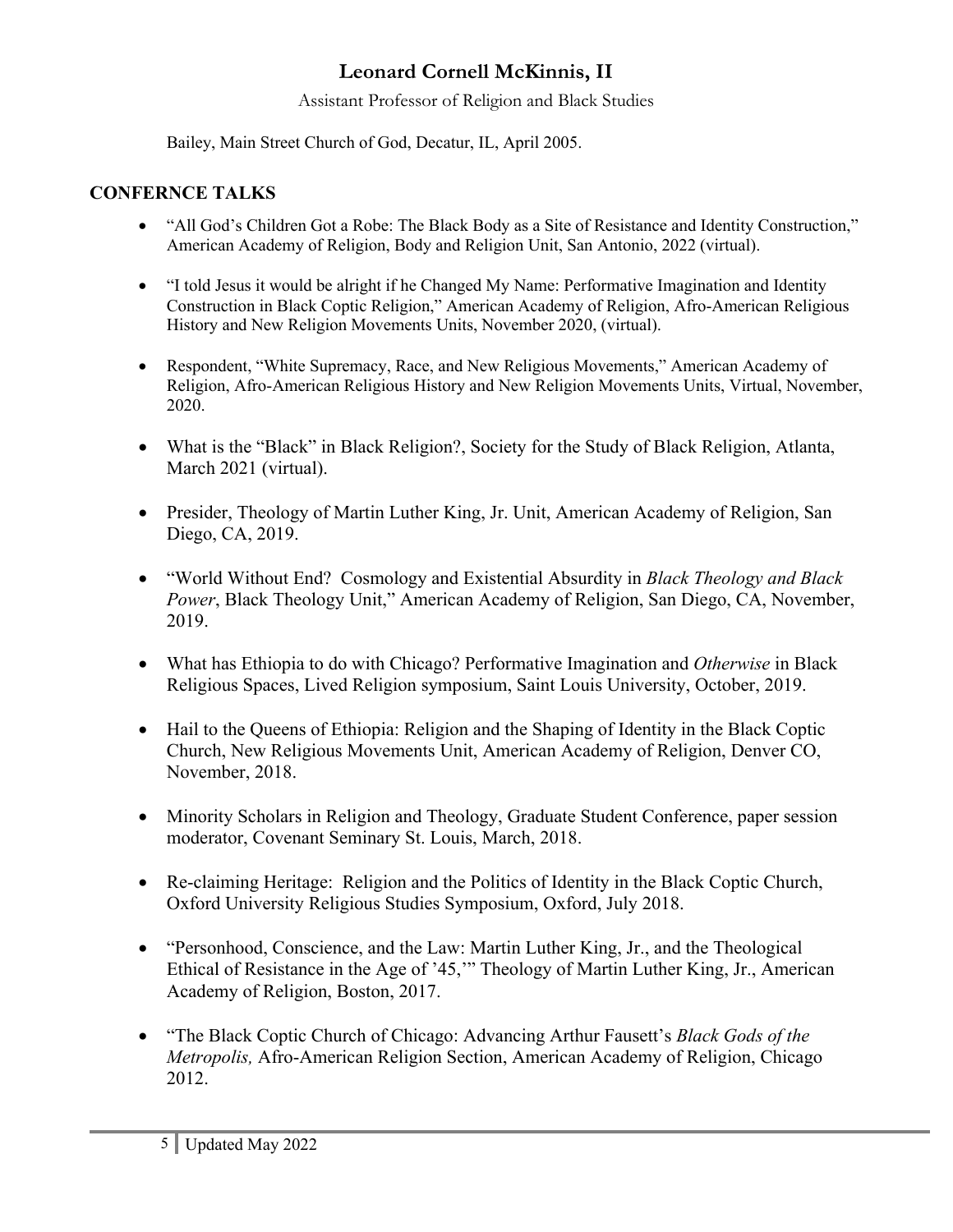Bailey, Main Street Church of God, Decatur, IL, April 2005.

## CONFERNCE TALKS

- “All God’s Children Got a Robe: The Black Body as a Site of Resistance and Identity Construction,” American Academy of Religion, Body and Religion Unit, San Antonio, 2022 (virtual).
- “I told Jesus it would be alright if he Changed My Name: Performative Imagination and Identity Construction in Black Coptic Religion,” American Academy of Religion, Afro-American Religious History and New Religion Movements Units, November 2020, (virtual).
- Respondent, “White Supremacy, Race, and New Religious Movements,” American Academy of Religion, Afro-American Religious History and New Religion Movements Units, Virtual, November, 2020.
- What is the “Black” in Black Religion?, Society for the Study of Black Religion, Atlanta, March 2021 (virtual).
- Presider, Theology of Martin Luther King, Jr. Unit, American Academy of Religion, San Diego, CA, 2019.
- “World Without End? Cosmology and Existential Absurdity in *Black Theology and Black Power*, Black Theology Unit,” American Academy of Religion, San Diego, CA, November, 2019.
- What has Ethiopia to do with Chicago? Performative Imagination and *Otherwise* in Black Religious Spaces, Lived Religion symposium, Saint Louis University, October, 2019.
- Hail to the Queens of Ethiopia: Religion and the Shaping of Identity in the Black Coptic Church, New Religious Movements Unit, American Academy of Religion, Denver CO, November, 2018.
- Minority Scholars in Religion and Theology, Graduate Student Conference, paper session moderator, Covenant Seminary St. Louis, March, 2018.
- Re-claiming Heritage: Religion and the Politics of Identity in the Black Coptic Church, Oxford University Religious Studies Symposium, Oxford, July 2018.
- “Personhood, Conscience, and the Law: Martin Luther King, Jr., and the Theological Ethical of Resistance in the Age of ’45,’” Theology of Martin Luther King, Jr., American Academy of Religion, Boston, 2017.
- “The Black Coptic Church of Chicago: Advancing Arthur Fausett’s *Black Gods of the Metropolis,* Afro-American Religion Section, American Academy of Religion, Chicago 2012.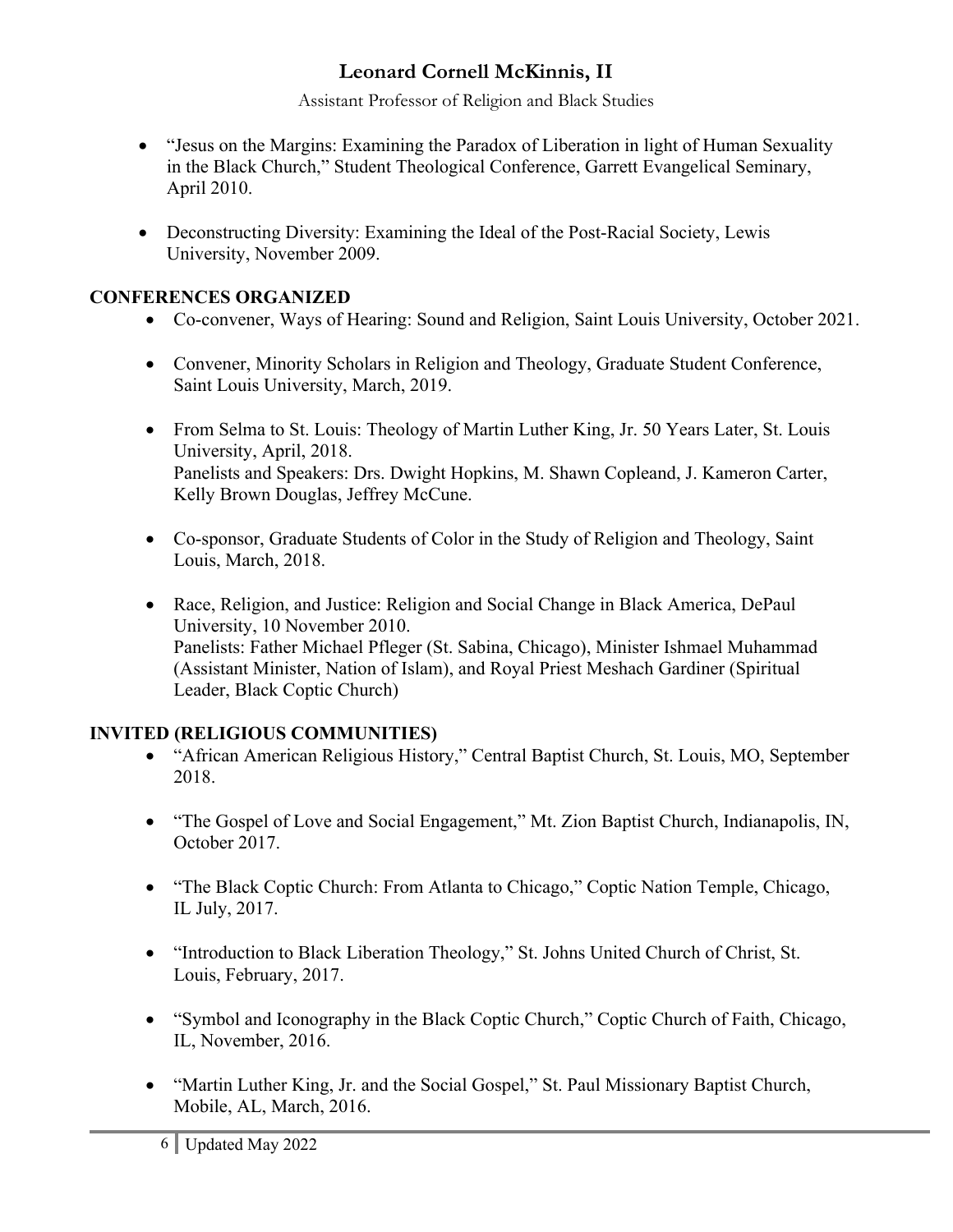- "Jesus on the Margins: Examining the Paradox of Liberation in light of Human Sexuality in the Black Church," Student Theological Conference, Garrett Evangelical Seminary, April 2010.

- Deconstructing Diversity: Examining the Ideal of the Post-Racial Society, Lewis University, November 2009.

## CONFERENCES ORGANIZED

- Co-convener, Ways of Hearing: Sound and Religion, Saint Louis University, October 2021.

- Convener, Minority Scholars in Religion and Theology, Graduate Student Conference, Saint Louis University, March, 2019.

- From Selma to St. Louis: Theology of Martin Luther King, Jr. 50 Years Later, St. Louis University, April, 2018.
  Panelists and Speakers: Drs. Dwight Hopkins, M. Shawn Copleand, J. Kameron Carter, Kelly Brown Douglas, Jeffrey McCune.

- Co-sponsor, Graduate Students of Color in the Study of Religion and Theology, Saint Louis, March, 2018.

- Race, Religion, and Justice: Religion and Social Change in Black America, DePaul University, 10 November 2010.
  Panelists: Father Michael Pfleger (St. Sabina, Chicago), Minister Ishmael Muhammad (Assistant Minister, Nation of Islam), and Royal Priest Meshach Gardiner (Spiritual Leader, Black Coptic Church)

## INVITED (RELIGIOUS COMMUNITIES)

- "African American Religious History," Central Baptist Church, St. Louis, MO, September 2018.

- "The Gospel of Love and Social Engagement," Mt. Zion Baptist Church, Indianapolis, IN, October 2017.

- "The Black Coptic Church: From Atlanta to Chicago," Coptic Nation Temple, Chicago, IL July, 2017.

- "Introduction to Black Liberation Theology," St. Johns United Church of Christ, St. Louis, February, 2017.

- "Symbol and Iconography in the Black Coptic Church," Coptic Church of Faith, Chicago, IL, November, 2016.

- "Martin Luther King, Jr. and the Social Gospel," St. Paul Missionary Baptist Church, Mobile, AL, March, 2016.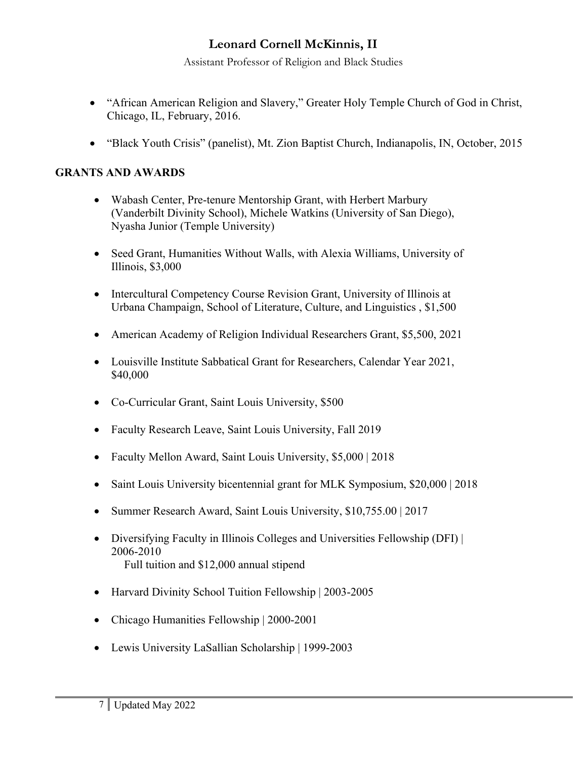- "African American Religion and Slavery," Greater Holy Temple Church of God in Christ, Chicago, IL, February, 2016.
- "Black Youth Crisis" (panelist), Mt. Zion Baptist Church, Indianapolis, IN, October, 2015

## GRANTS AND AWARDS

- Wabash Center, Pre-tenure Mentorship Grant, with Herbert Marbury (Vanderbilt Divinity School), Michele Watkins (University of San Diego), Nyasha Junior (Temple University)
- Seed Grant, Humanities Without Walls, with Alexia Williams, University of Illinois, $3,000
- Intercultural Competency Course Revision Grant, University of Illinois at Urbana Champaign, School of Literature, Culture, and Linguistics , $1,500
- American Academy of Religion Individual Researchers Grant, $5,500, 2021
- Louisville Institute Sabbatical Grant for Researchers, Calendar Year 2021, $40,000
- Co-Curricular Grant, Saint Louis University, $500
- Faculty Research Leave, Saint Louis University, Fall 2019
- Faculty Mellon Award, Saint Louis University, $5,000 | 2018
- Saint Louis University bicentennial grant for MLK Symposium, $20,000 | 2018
- Summer Research Award, Saint Louis University, $10,755.00 | 2017
- Diversifying Faculty in Illinois Colleges and Universities Fellowship (DFI) | 2006-2010
  Full tuition and $12,000 annual stipend
- Harvard Divinity School Tuition Fellowship | 2003-2005
- Chicago Humanities Fellowship | 2000-2001
- Lewis University LaSallian Scholarship | 1999-2003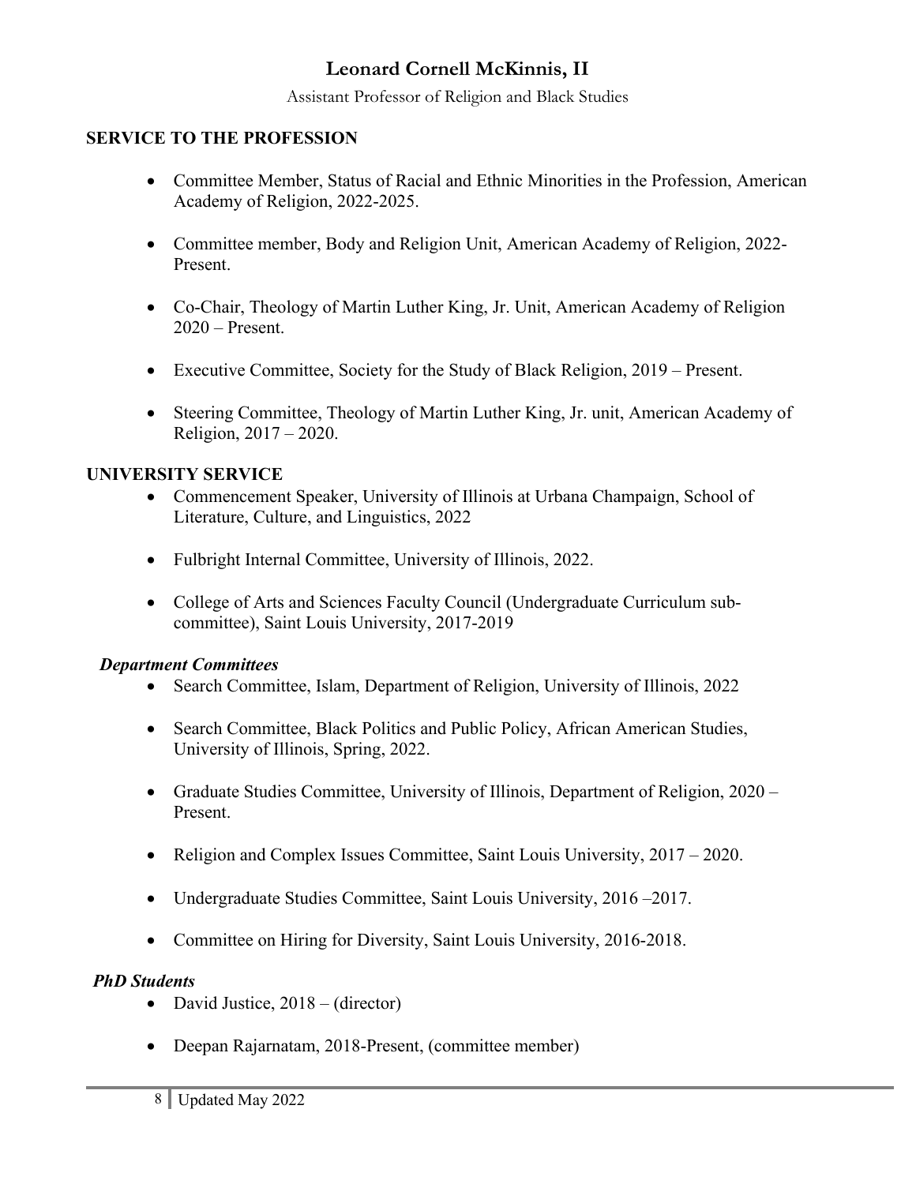# Leonard Cornell McKinnis, II

Assistant Professor of Religion and Black Studies

## SERVICE TO THE PROFESSION

- Committee Member, Status of Racial and Ethnic Minorities in the Profession, American Academy of Religion, 2022-2025.
- Committee member, Body and Religion Unit, American Academy of Religion, 2022-Present.
- Co-Chair, Theology of Martin Luther King, Jr. Unit, American Academy of Religion 2020 – Present.
- Executive Committee, Society for the Study of Black Religion, 2019 – Present.
- Steering Committee, Theology of Martin Luther King, Jr. unit, American Academy of Religion, 2017 – 2020.

## UNIVERSITY SERVICE

- Commencement Speaker, University of Illinois at Urbana Champaign, School of Literature, Culture, and Linguistics, 2022
- Fulbright Internal Committee, University of Illinois, 2022.
- College of Arts and Sciences Faculty Council (Undergraduate Curriculum sub-committee), Saint Louis University, 2017-2019

### *Department Committees*

- Search Committee, Islam, Department of Religion, University of Illinois, 2022
- Search Committee, Black Politics and Public Policy, African American Studies, University of Illinois, Spring, 2022.
- Graduate Studies Committee, University of Illinois, Department of Religion, 2020 – Present.
- Religion and Complex Issues Committee, Saint Louis University, 2017 – 2020.
- Undergraduate Studies Committee, Saint Louis University, 2016 –2017.
- Committee on Hiring for Diversity, Saint Louis University, 2016-2018.

### *PhD Students*

- David Justice, 2018 – (director)
- Deepan Rajarnatam, 2018-Present, (committee member)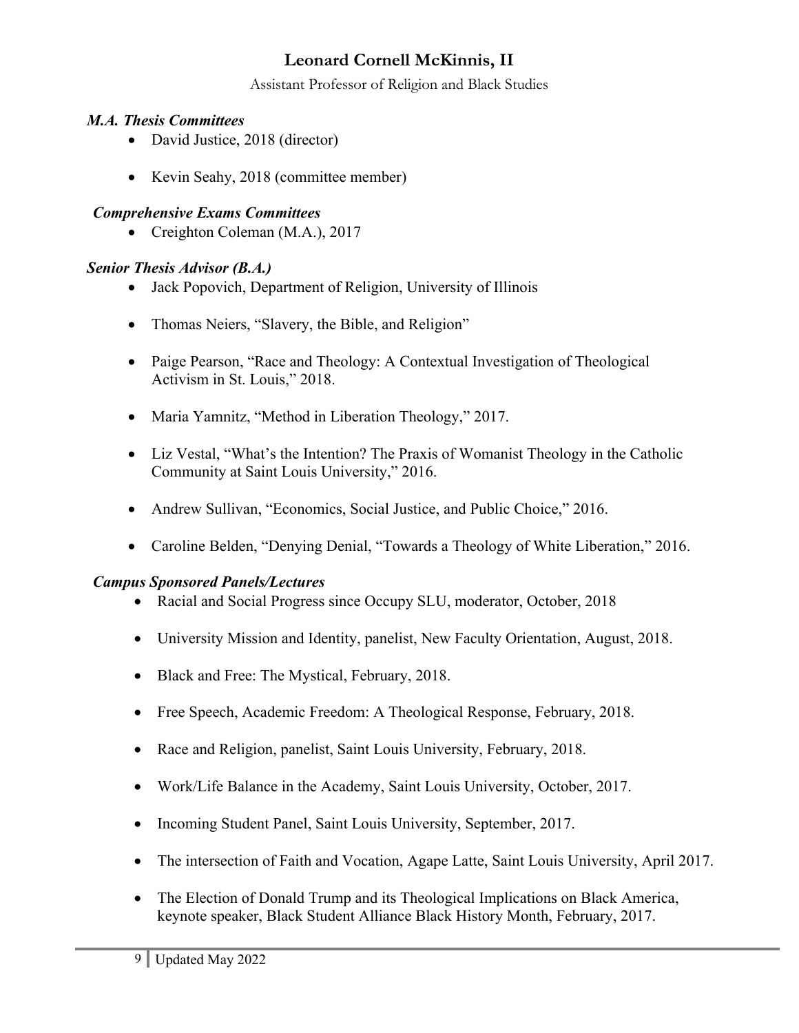**Leonard Cornell McKinnis, II**

Assistant Professor of Religion and Black Studies

***M.A. Thesis Committees***

- David Justice, 2018 (director)
- Kevin Seahy, 2018 (committee member)

***Comprehensive Exams Committees***

- Creighton Coleman (M.A.), 2017

***Senior Thesis Advisor (B.A.)***

- Jack Popovich, Department of Religion, University of Illinois
- Thomas Neiers, "Slavery, the Bible, and Religion"
- Paige Pearson, "Race and Theology: A Contextual Investigation of Theological Activism in St. Louis," 2018.
- Maria Yamnitz, "Method in Liberation Theology," 2017.
- Liz Vestal, "What's the Intention? The Praxis of Womanist Theology in the Catholic Community at Saint Louis University," 2016.
- Andrew Sullivan, "Economics, Social Justice, and Public Choice," 2016.
- Caroline Belden, "Denying Denial, "Towards a Theology of White Liberation," 2016.

***Campus Sponsored Panels/Lectures***

- Racial and Social Progress since Occupy SLU, moderator, October, 2018
- University Mission and Identity, panelist, New Faculty Orientation, August, 2018.
- Black and Free: The Mystical, February, 2018.
- Free Speech, Academic Freedom: A Theological Response, February, 2018.
- Race and Religion, panelist, Saint Louis University, February, 2018.
- Work/Life Balance in the Academy, Saint Louis University, October, 2017.
- Incoming Student Panel, Saint Louis University, September, 2017.
- The intersection of Faith and Vocation, Agape Latte, Saint Louis University, April 2017.
- The Election of Donald Trump and its Theological Implications on Black America, keynote speaker, Black Student Alliance Black History Month, February, 2017.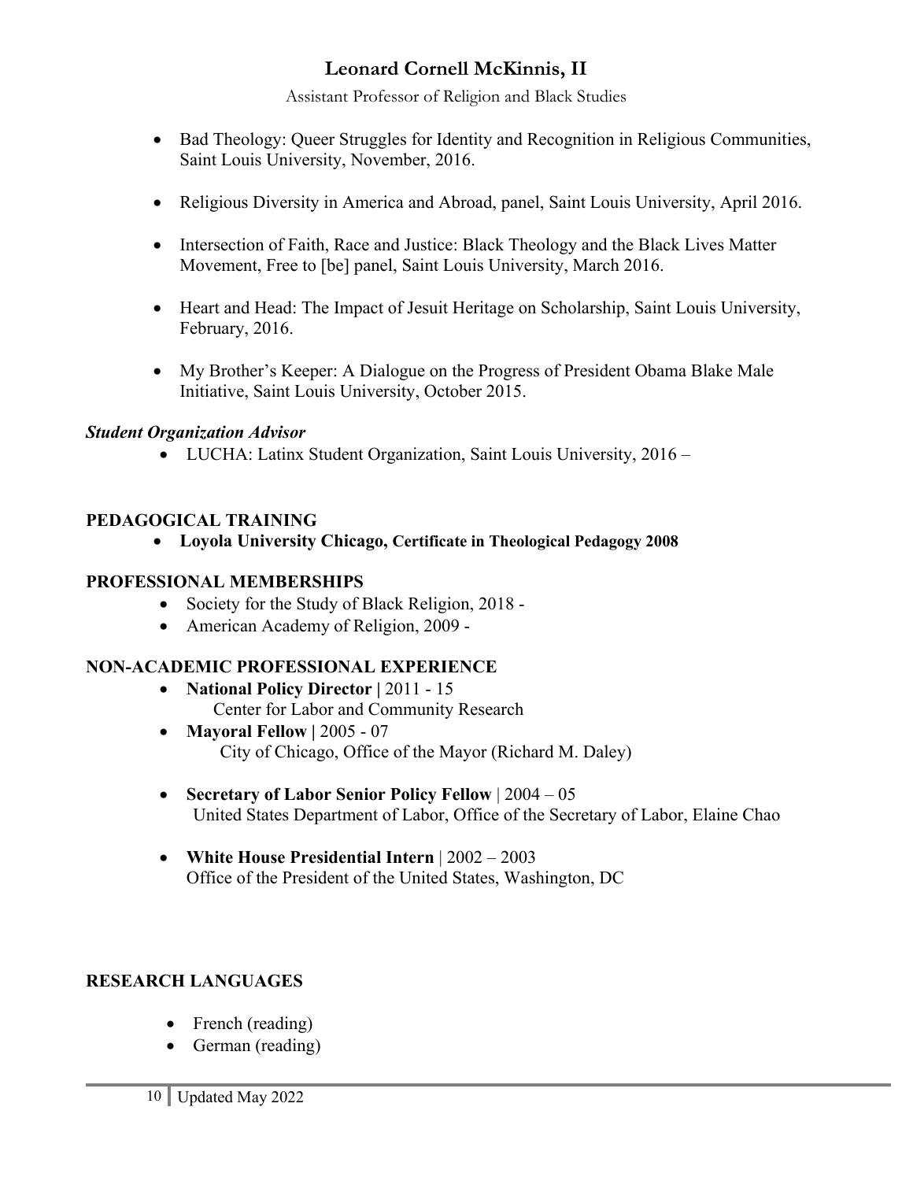- Bad Theology: Queer Struggles for Identity and Recognition in Religious Communities, Saint Louis University, November, 2016.

- Religious Diversity in America and Abroad, panel, Saint Louis University, April 2016.

- Intersection of Faith, Race and Justice: Black Theology and the Black Lives Matter Movement, Free to [be] panel, Saint Louis University, March 2016.

- Heart and Head: The Impact of Jesuit Heritage on Scholarship, Saint Louis University, February, 2016.

- My Brother's Keeper: A Dialogue on the Progress of President Obama Blake Male Initiative, Saint Louis University, October 2015.

***Student Organization Advisor***

- LUCHA: Latinx Student Organization, Saint Louis University, 2016 –

## PEDAGOGICAL TRAINING

- **Loyola University Chicago, Certificate in Theological Pedagogy 2008**

## PROFESSIONAL MEMBERSHIPS

- Society for the Study of Black Religion, 2018 -
- American Academy of Religion, 2009 -

## NON-ACADEMIC PROFESSIONAL EXPERIENCE

- **National Policy Director |** 2011 - 15
  Center for Labor and Community Research
- **Mayoral Fellow |** 2005 - 07
  City of Chicago, Office of the Mayor (Richard M. Daley)

- **Secretary of Labor Senior Policy Fellow** | 2004 – 05
  United States Department of Labor, Office of the Secretary of Labor, Elaine Chao

- **White House Presidential Intern** | 2002 – 2003
  Office of the President of the United States, Washington, DC

## RESEARCH LANGUAGES

- French (reading)
- German (reading)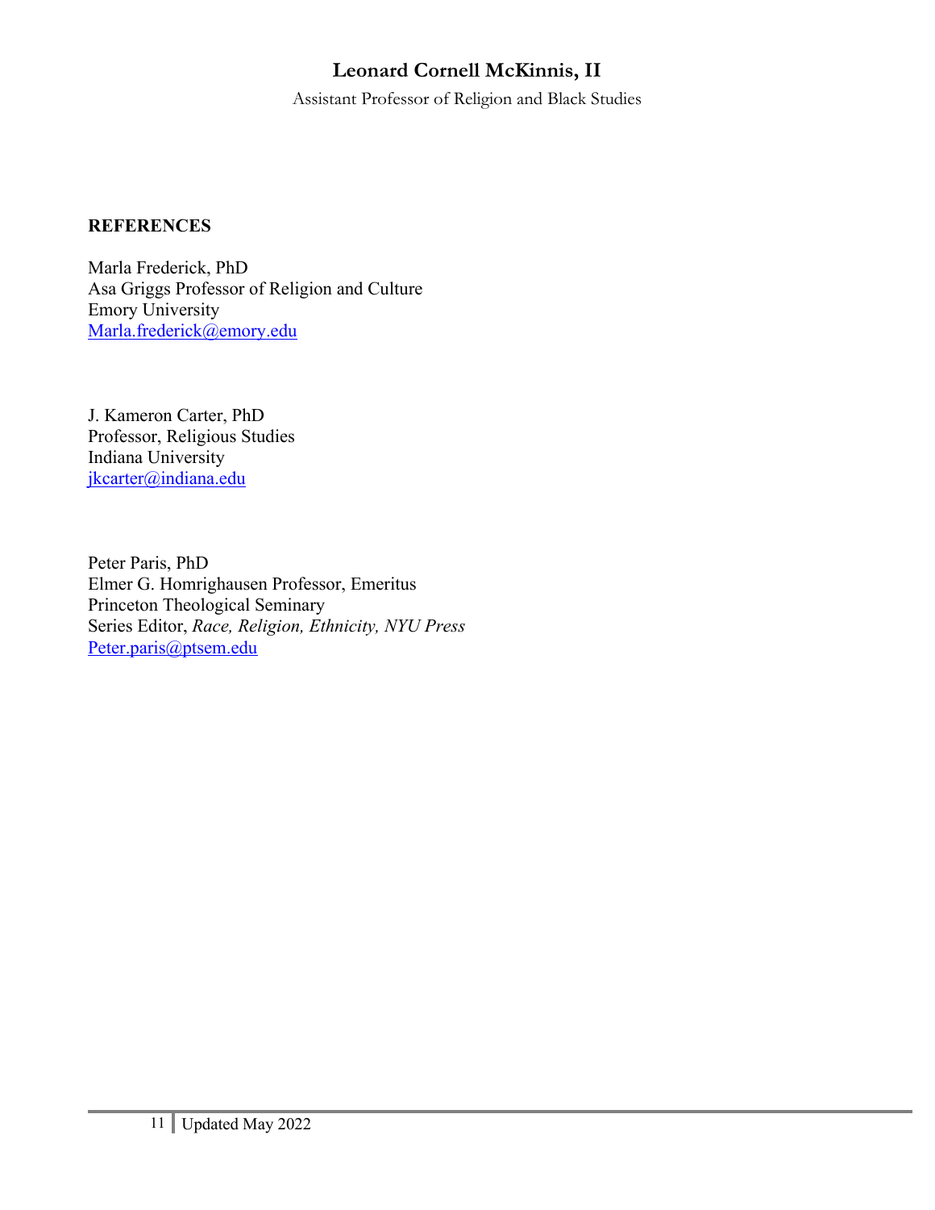**REFERENCES**

Marla Frederick, PhD
Asa Griggs Professor of Religion and Culture
Emory University
Marla.frederick@emory.edu

J. Kameron Carter, PhD
Professor, Religious Studies
Indiana University
jkcarter@indiana.edu

Peter Paris, PhD
Elmer G. Homrighausen Professor, Emeritus
Princeton Theological Seminary
Series Editor, *Race, Religion, Ethnicity, NYU Press*
Peter.paris@ptsem.edu